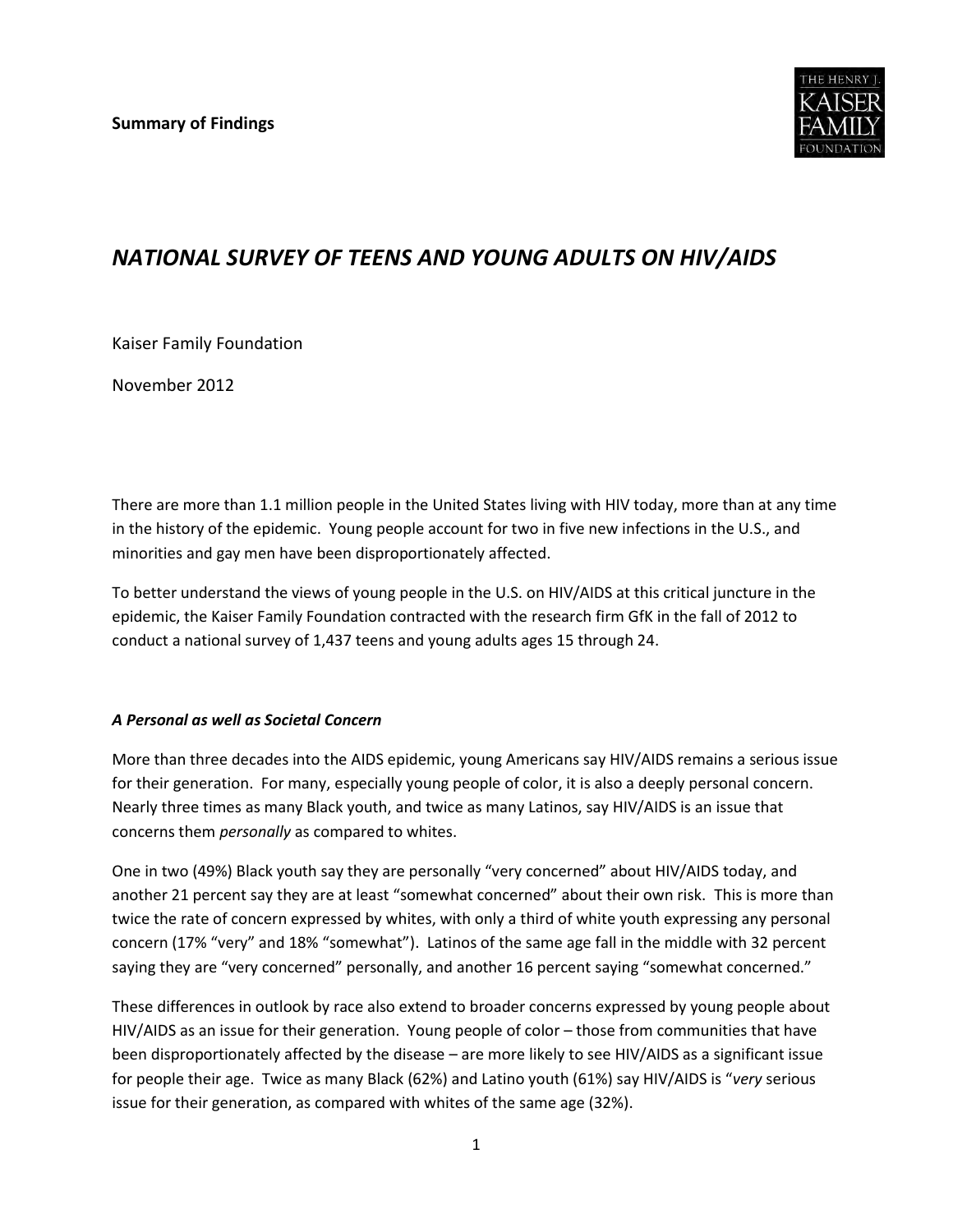**Summary of Findings**

# *NATIONAL SURVEY OF TEENS AND YOUNG ADULTS ON HIV/AIDS*

Kaiser Family Foundation

November 2012

There are more than 1.1 million people in the United States living with HIV today, more than at any time in the history of the epidemic. Young people account for two in five new infections in the U.S., and minorities and gay men have been disproportionately affected.

To better understand the views of young people in the U.S. on HIV/AIDS at this critical juncture in the epidemic, the Kaiser Family Foundation contracted with the research firm GfK in the fall of 2012 to conduct a national survey of 1,437 teens and young adults ages 15 through 24.

### *A Personal as well as Societal Concern*

More than three decades into the AIDS epidemic, young Americans say HIV/AIDS remains a serious issue for their generation. For many, especially young people of color, it is also a deeply personal concern. Nearly three times as many Black youth, and twice as many Latinos, say HIV/AIDS is an issue that concerns them *personally* as compared to whites.

One in two (49%) Black youth say they are personally "very concerned" about HIV/AIDS today, and another 21 percent say they are at least "somewhat concerned" about their own risk. This is more than twice the rate of concern expressed by whites, with only a third of white youth expressing any personal concern (17% "very" and 18% "somewhat"). Latinos of the same age fall in the middle with 32 percent saying they are "very concerned" personally, and another 16 percent saying "somewhat concerned."

These differences in outlook by race also extend to broader concerns expressed by young people about HIV/AIDS as an issue for their generation. Young people of color – those from communities that have been disproportionately affected by the disease – are more likely to see HIV/AIDS as a significant issue for people their age. Twice as many Black (62%) and Latino youth (61%) say HIV/AIDS is "*very* serious issue for their generation, as compared with whites of the same age (32%).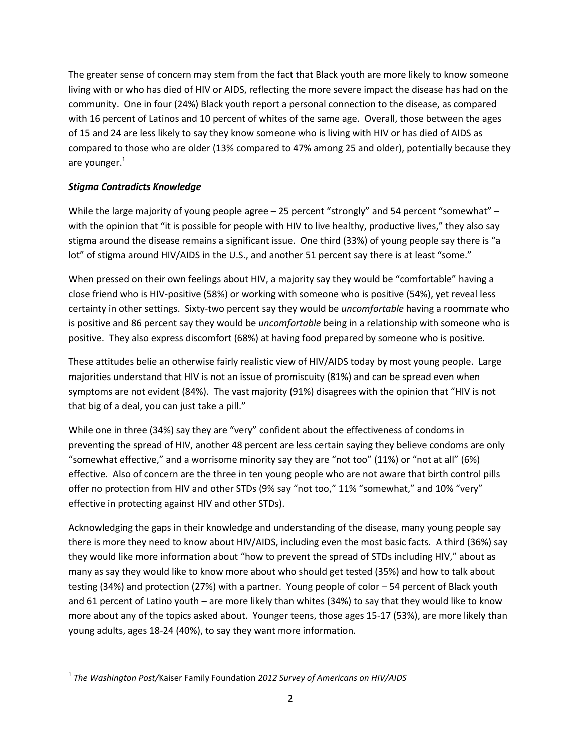The greater sense of concern may stem from the fact that Black youth are more likely to know someone living with or who has died of HIV or AIDS, reflecting the more severe impact the disease has had on the community. One in four (24%) Black youth report a personal connection to the disease, as compared with 16 percent of Latinos and 10 percent of whites of the same age. Overall, those between the ages of 15 and 24 are less likely to say they know someone who is living with HIV or has died of AIDS as compared to those who are older (13% compared to 47% among 25 and older), potentially because they are younger.[1]

***Stigma Contradicts Knowledge***

While the large majority of young people agree – 25 percent "strongly" and 54 percent "somewhat" – with the opinion that "it is possible for people with HIV to live healthy, productive lives," they also say stigma around the disease remains a significant issue. One third (33%) of young people say there is "a lot" of stigma around HIV/AIDS in the U.S., and another 51 percent say there is at least "some."

When pressed on their own feelings about HIV, a majority say they would be "comfortable" having a close friend who is HIV-positive (58%) or working with someone who is positive (54%), yet reveal less certainty in other settings. Sixty-two percent say they would be *uncomfortable* having a roommate who is positive and 86 percent say they would be *uncomfortable* being in a relationship with someone who is positive. They also express discomfort (68%) at having food prepared by someone who is positive.

These attitudes belie an otherwise fairly realistic view of HIV/AIDS today by most young people. Large majorities understand that HIV is not an issue of promiscuity (81%) and can be spread even when symptoms are not evident (84%). The vast majority (91%) disagrees with the opinion that "HIV is not that big of a deal, you can just take a pill."

While one in three (34%) say they are "very" confident about the effectiveness of condoms in preventing the spread of HIV, another 48 percent are less certain saying they believe condoms are only "somewhat effective," and a worrisome minority say they are "not too" (11%) or "not at all" (6%) effective. Also of concern are the three in ten young people who are not aware that birth control pills offer no protection from HIV and other STDs (9% say "not too," 11% "somewhat," and 10% "very" effective in protecting against HIV and other STDs).

Acknowledging the gaps in their knowledge and understanding of the disease, many young people say there is more they need to know about HIV/AIDS, including even the most basic facts. A third (36%) say they would like more information about "how to prevent the spread of STDs including HIV," about as many as say they would like to know more about who should get tested (35%) and how to talk about testing (34%) and protection (27%) with a partner. Young people of color – 54 percent of Black youth and 61 percent of Latino youth – are more likely than whites (34%) to say that they would like to know more about any of the topics asked about. Younger teens, those ages 15-17 (53%), are more likely than young adults, ages 18-24 (40%), to say they want more information.

---

[1] *The Washington Post/*Kaiser Family Foundation *2012 Survey of Americans on HIV/AIDS*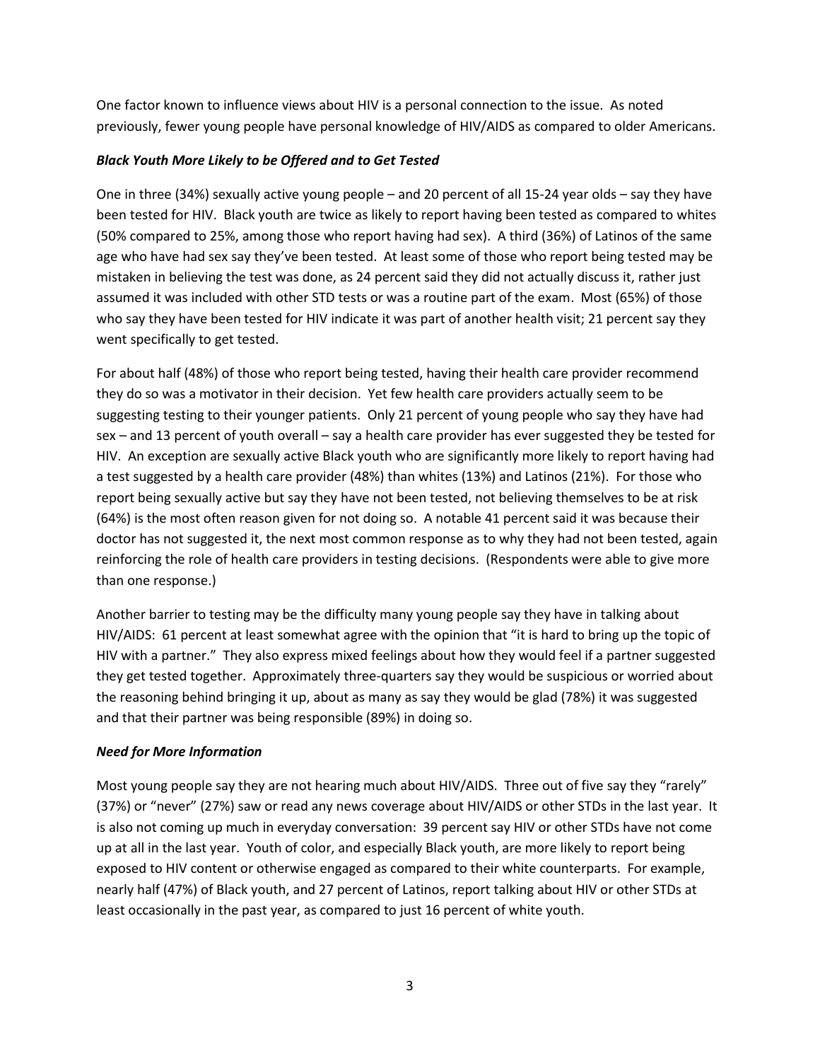One factor known to influence views about HIV is a personal connection to the issue. As noted previously, fewer young people have personal knowledge of HIV/AIDS as compared to older Americans.

### *Black Youth More Likely to be Offered and to Get Tested*

One in three (34%) sexually active young people – and 20 percent of all 15-24 year olds – say they have been tested for HIV. Black youth are twice as likely to report having been tested as compared to whites (50% compared to 25%, among those who report having had sex). A third (36%) of Latinos of the same age who have had sex say they've been tested. At least some of those who report being tested may be mistaken in believing the test was done, as 24 percent said they did not actually discuss it, rather just assumed it was included with other STD tests or was a routine part of the exam. Most (65%) of those who say they have been tested for HIV indicate it was part of another health visit; 21 percent say they went specifically to get tested.

For about half (48%) of those who report being tested, having their health care provider recommend they do so was a motivator in their decision. Yet few health care providers actually seem to be suggesting testing to their younger patients. Only 21 percent of young people who say they have had sex – and 13 percent of youth overall – say a health care provider has ever suggested they be tested for HIV. An exception are sexually active Black youth who are significantly more likely to report having had a test suggested by a health care provider (48%) than whites (13%) and Latinos (21%). For those who report being sexually active but say they have not been tested, not believing themselves to be at risk (64%) is the most often reason given for not doing so. A notable 41 percent said it was because their doctor has not suggested it, the next most common response as to why they had not been tested, again reinforcing the role of health care providers in testing decisions. (Respondents were able to give more than one response.)

Another barrier to testing may be the difficulty many young people say they have in talking about HIV/AIDS: 61 percent at least somewhat agree with the opinion that "it is hard to bring up the topic of HIV with a partner." They also express mixed feelings about how they would feel if a partner suggested they get tested together. Approximately three-quarters say they would be suspicious or worried about the reasoning behind bringing it up, about as many as say they would be glad (78%) it was suggested and that their partner was being responsible (89%) in doing so.

### *Need for More Information*

Most young people say they are not hearing much about HIV/AIDS. Three out of five say they "rarely" (37%) or "never" (27%) saw or read any news coverage about HIV/AIDS or other STDs in the last year. It is also not coming up much in everyday conversation: 39 percent say HIV or other STDs have not come up at all in the last year. Youth of color, and especially Black youth, are more likely to report being exposed to HIV content or otherwise engaged as compared to their white counterparts. For example, nearly half (47%) of Black youth, and 27 percent of Latinos, report talking about HIV or other STDs at least occasionally in the past year, as compared to just 16 percent of white youth.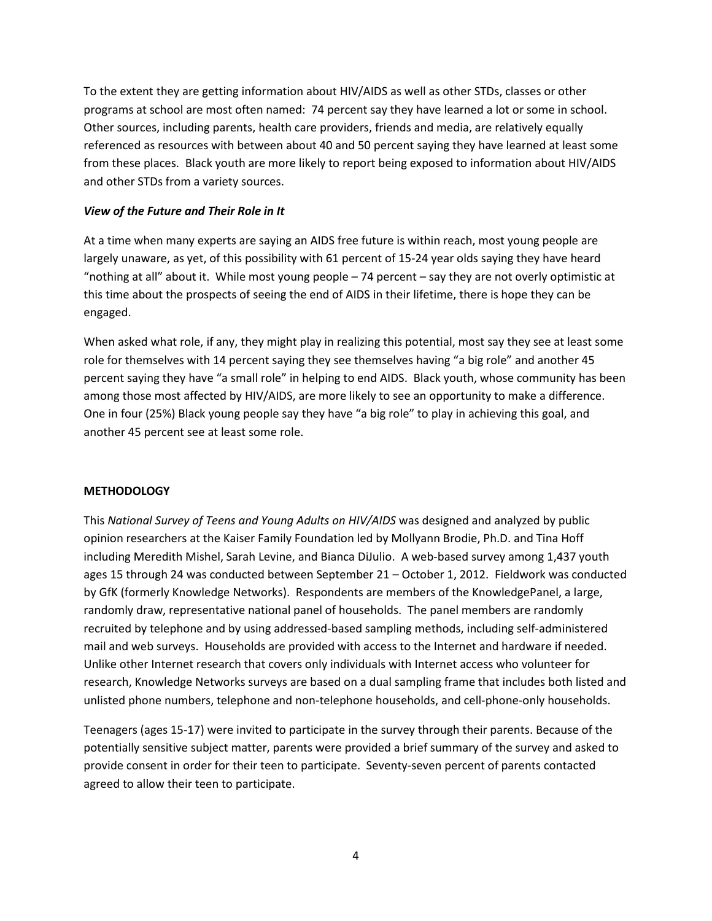To the extent they are getting information about HIV/AIDS as well as other STDs, classes or other programs at school are most often named: 74 percent say they have learned a lot or some in school. Other sources, including parents, health care providers, friends and media, are relatively equally referenced as resources with between about 40 and 50 percent saying they have learned at least some from these places. Black youth are more likely to report being exposed to information about HIV/AIDS and other STDs from a variety sources.

### *View of the Future and Their Role in It*

At a time when many experts are saying an AIDS free future is within reach, most young people are largely unaware, as yet, of this possibility with 61 percent of 15-24 year olds saying they have heard "nothing at all" about it. While most young people – 74 percent – say they are not overly optimistic at this time about the prospects of seeing the end of AIDS in their lifetime, there is hope they can be engaged.

When asked what role, if any, they might play in realizing this potential, most say they see at least some role for themselves with 14 percent saying they see themselves having "a big role" and another 45 percent saying they have "a small role" in helping to end AIDS. Black youth, whose community has been among those most affected by HIV/AIDS, are more likely to see an opportunity to make a difference. One in four (25%) Black young people say they have "a big role" to play in achieving this goal, and another 45 percent see at least some role.

## METHODOLOGY

This *National Survey of Teens and Young Adults on HIV/AIDS* was designed and analyzed by public opinion researchers at the Kaiser Family Foundation led by Mollyann Brodie, Ph.D. and Tina Hoff including Meredith Mishel, Sarah Levine, and Bianca DiJulio. A web-based survey among 1,437 youth ages 15 through 24 was conducted between September 21 – October 1, 2012. Fieldwork was conducted by GfK (formerly Knowledge Networks). Respondents are members of the KnowledgePanel, a large, randomly draw, representative national panel of households. The panel members are randomly recruited by telephone and by using addressed-based sampling methods, including self-administered mail and web surveys. Households are provided with access to the Internet and hardware if needed. Unlike other Internet research that covers only individuals with Internet access who volunteer for research, Knowledge Networks surveys are based on a dual sampling frame that includes both listed and unlisted phone numbers, telephone and non-telephone households, and cell-phone-only households.

Teenagers (ages 15-17) were invited to participate in the survey through their parents. Because of the potentially sensitive subject matter, parents were provided a brief summary of the survey and asked to provide consent in order for their teen to participate. Seventy-seven percent of parents contacted agreed to allow their teen to participate.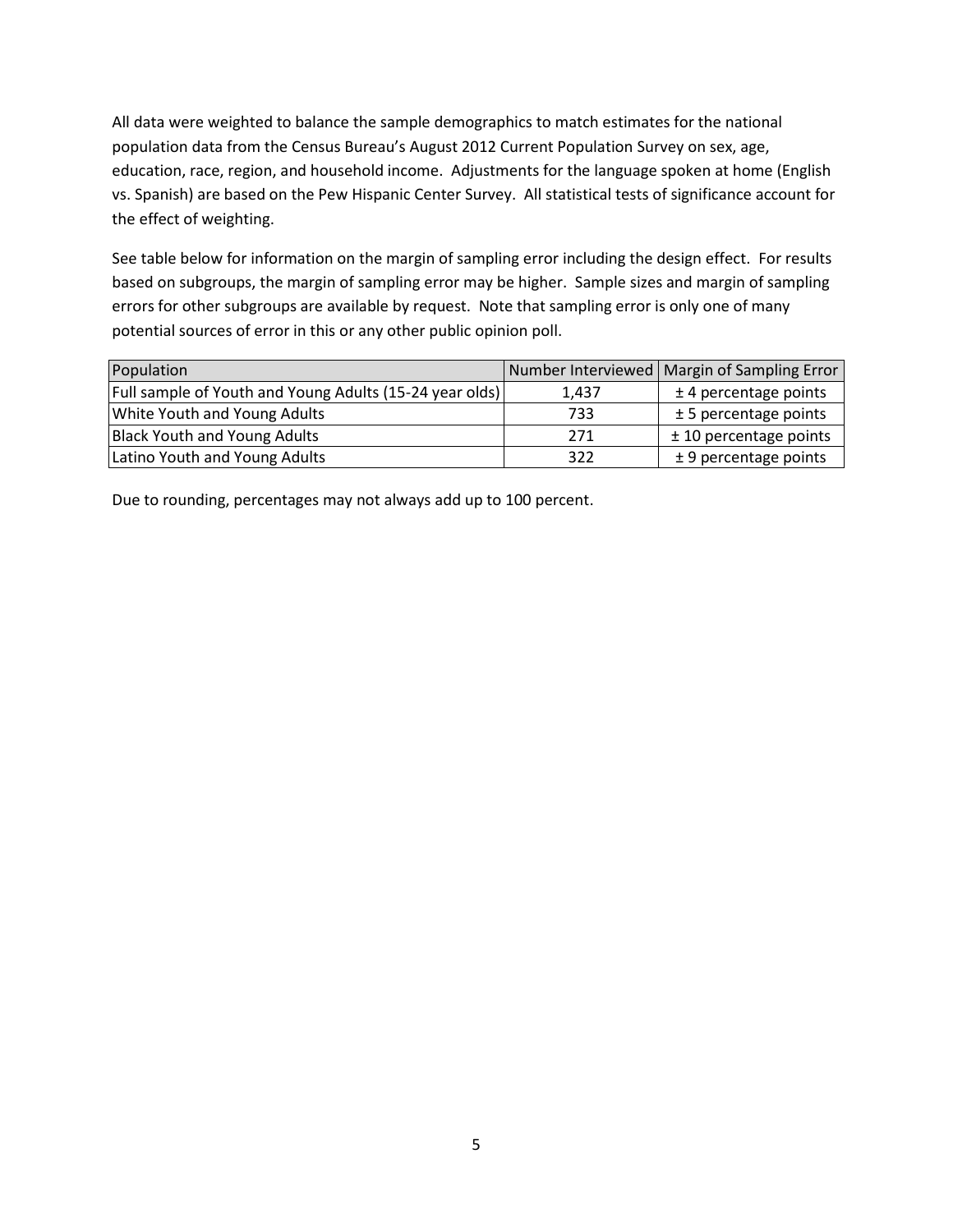All data were weighted to balance the sample demographics to match estimates for the national population data from the Census Bureau's August 2012 Current Population Survey on sex, age, education, race, region, and household income. Adjustments for the language spoken at home (English vs. Spanish) are based on the Pew Hispanic Center Survey. All statistical tests of significance account for the effect of weighting.

See table below for information on the margin of sampling error including the design effect. For results based on subgroups, the margin of sampling error may be higher. Sample sizes and margin of sampling errors for other subgroups are available by request. Note that sampling error is only one of many potential sources of error in this or any other public opinion poll.

| Population | Number Interviewed | Margin of Sampling Error |
|---|---|---|
| Full sample of Youth and Young Adults (15-24 year olds) | 1,437 | ± 4 percentage points |
| White Youth and Young Adults | 733 | ± 5 percentage points |
| Black Youth and Young Adults | 271 | ± 10 percentage points |
| Latino Youth and Young Adults | 322 | ± 9 percentage points |

Due to rounding, percentages may not always add up to 100 percent.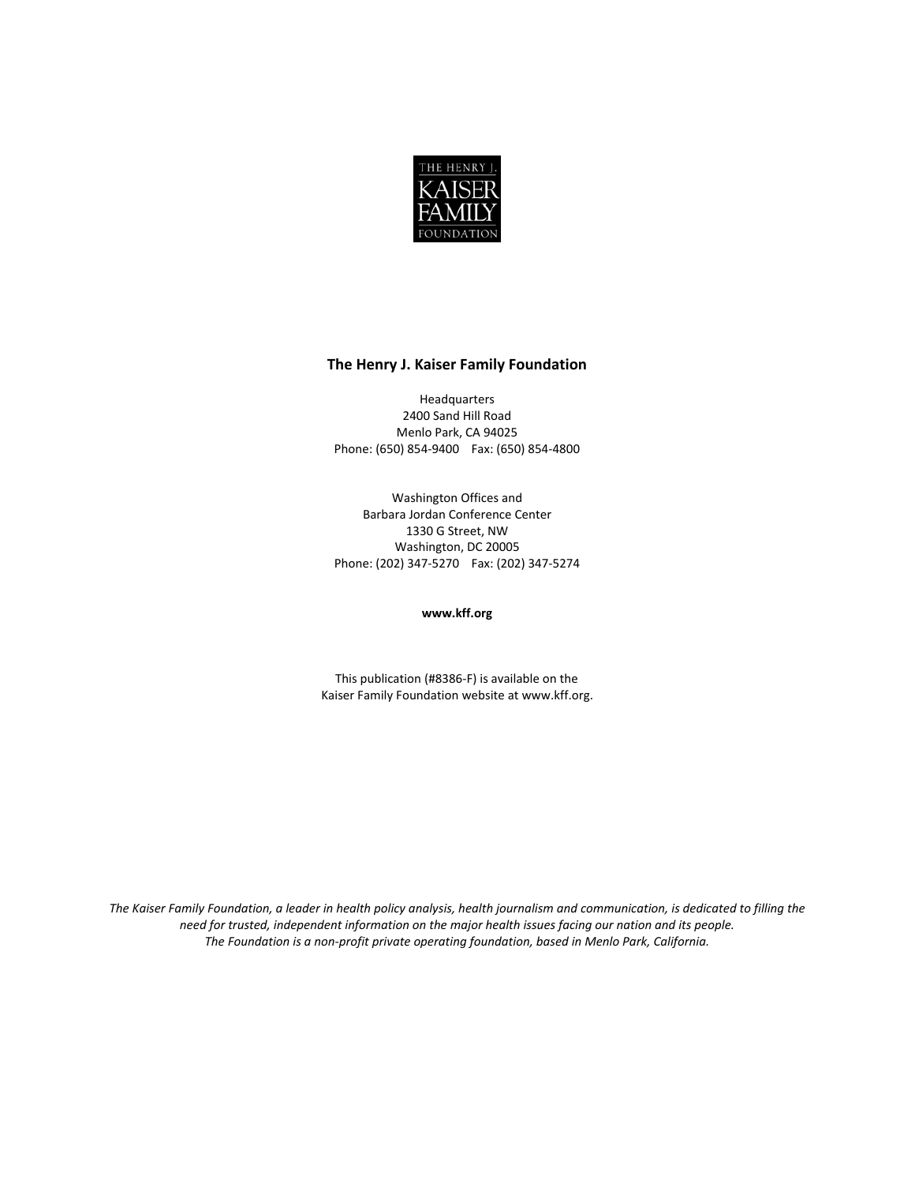THE HENRY J. KAISER FAMILY FOUNDATION

**The Henry J. Kaiser Family Foundation**

Headquarters
2400 Sand Hill Road
Menlo Park, CA 94025
Phone: (650) 854-9400 Fax: (650) 854-4800

Washington Offices and
Barbara Jordan Conference Center
1330 G Street, NW
Washington, DC 20005
Phone: (202) 347-5270 Fax: (202) 347-5274

**www.kff.org**

This publication (#8386-F) is available on the
Kaiser Family Foundation website at www.kff.org.

*The Kaiser Family Foundation, a leader in health policy analysis, health journalism and communication, is dedicated to filling the need for trusted, independent information on the major health issues facing our nation and its people. The Foundation is a non-profit private operating foundation, based in Menlo Park, California.*